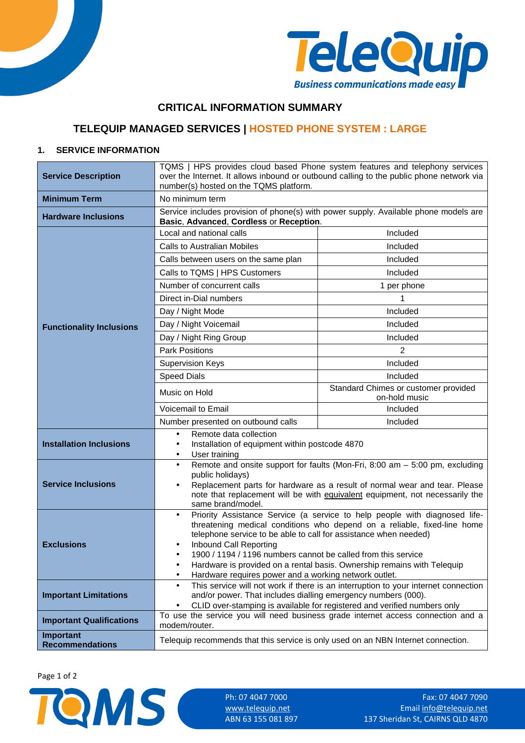# CRITICAL INFORMATION SUMMARY

## TELEQUIP MANAGED SERVICES | HOSTED PHONE SYSTEM : LARGE

### 1. SERVICE INFORMATION

| | | |
|---|---|---|
| **Service Description** | TQMS \| HPS provides cloud based Phone system features and telephony services over the Internet. It allows inbound or outbound calling to the public phone network via number(s) hosted on the TQMS platform. | |
| **Minimum Term** | No minimum term | |
| **Hardware Inclusions** | Service includes provision of phone(s) with power supply. Available phone models are **Basic**, **Advanced**, **Cordless** or **Reception**. | |
| **Functionality Inclusions** | Local and national calls | Included |
| | Calls to Australian Mobiles | Included |
| | Calls between users on the same plan | Included |
| | Calls to TQMS \| HPS Customers | Included |
| | Number of concurrent calls | 1 per phone |
| | Direct in-Dial numbers | 1 |
| | Day / Night Mode | Included |
| | Day / Night Voicemail | Included |
| | Day / Night Ring Group | Included |
| | Park Positions | 2 |
| | Supervision Keys | Included |
| | Speed Dials | Included |
| | Music on Hold | Standard Chimes or customer provided on-hold music |
| | Voicemail to Email | Included |
| | Number presented on outbound calls | Included |
| **Installation Inclusions** | • Remote data collection<br>• Installation of equipment within postcode 4870<br>• User training | |
| **Service Inclusions** | • Remote and onsite support for faults (Mon-Fri, 8:00 am – 5:00 pm, excluding public holidays)<br>• Replacement parts for hardware as a result of normal wear and tear. Please note that replacement will be with equivalent equipment, not necessarily the same brand/model. | |
| **Exclusions** | • Priority Assistance Service (a service to help people with diagnosed life-threatening medical conditions who depend on a reliable, fixed-line home telephone service to be able to call for assistance when needed)<br>• Inbound Call Reporting<br>• 1900 / 1194 / 1196 numbers cannot be called from this service<br>• Hardware is provided on a rental basis. Ownership remains with Telequip<br>• Hardware requires power and a working network outlet. | |
| **Important Limitations** | • This service will not work if there is an interruption to your internet connection and/or power. That includes dialling emergency numbers (000).<br>• CLID over-stamping is available for registered and verified numbers only | |
| **Important Qualifications** | To use the service you will need business grade internet access connection and a modem/router. | |
| **Important Recommendations** | Telequip recommends that this service is only used on an NBN Internet connection. | |

Ph: 07 4047 7000
www.telequip.net
ABN 63 155 081 897

Fax: 07 4047 7090
Email info@telequip.net
137 Sheridan St, CAIRNS QLD 4870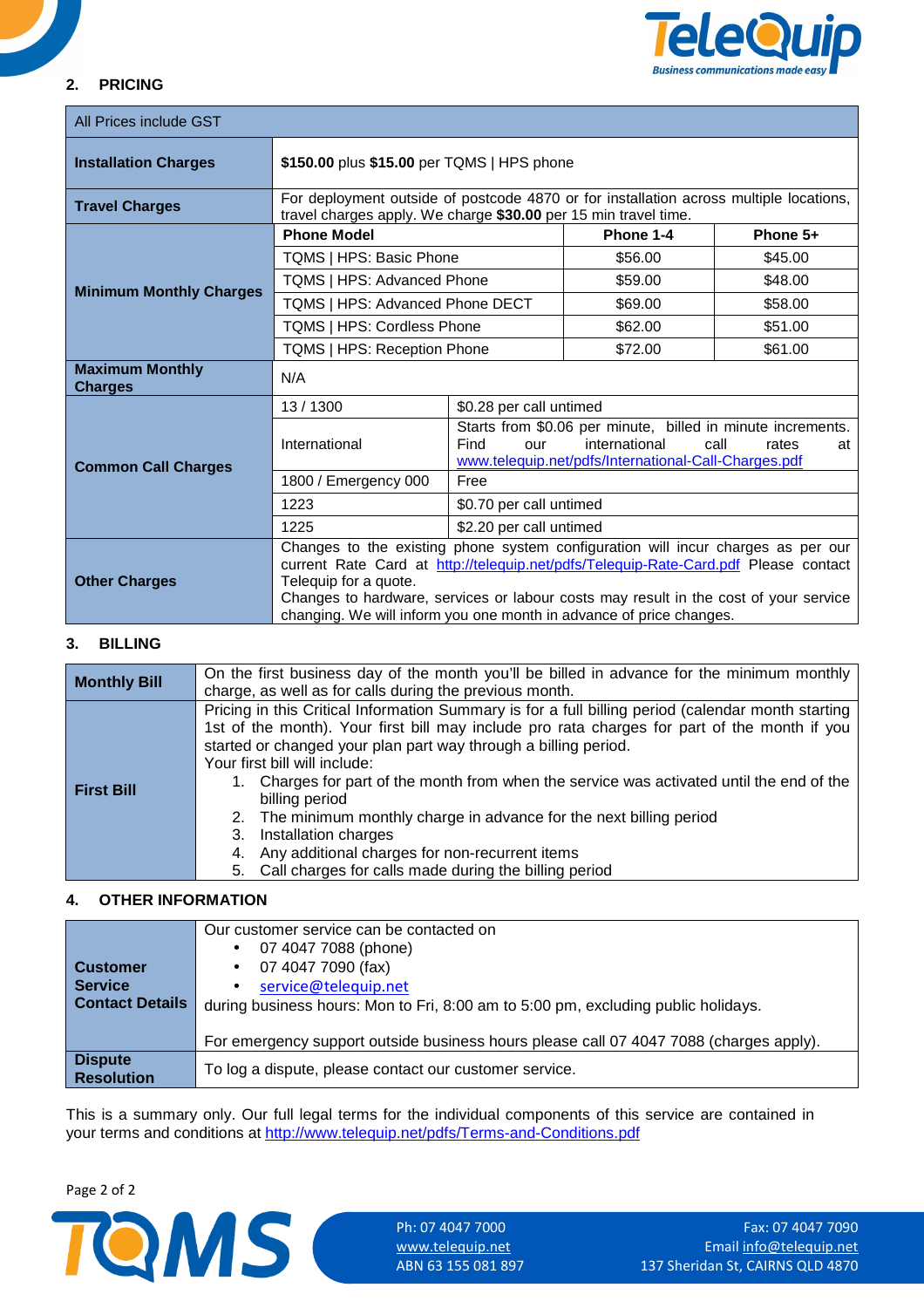## 2. PRICING

| All Prices include GST | | | |
|---|---|---|---|
| **Installation Charges** | **$150.00** plus **$15.00** per TQMS \| HPS phone | | |
| **Travel Charges** | For deployment outside of postcode 4870 or for installation across multiple locations, travel charges apply. We charge **$30.00** per 15 min travel time. | | |
| **Minimum Monthly Charges** | **Phone Model** | **Phone 1-4** | **Phone 5+** |
| | TQMS \| HPS: Basic Phone | $56.00 | $45.00 |
| | TQMS \| HPS: Advanced Phone | $59.00 | $48.00 |
| | TQMS \| HPS: Advanced Phone DECT | $69.00 | $58.00 |
| | TQMS \| HPS: Cordless Phone | $62.00 | $51.00 |
| | TQMS \| HPS: Reception Phone | $72.00 | $61.00 |
| **Maximum Monthly Charges** | N/A | | |
| **Common Call Charges** | 13 / 1300 | $0.28 per call untimed | |
| | International | Starts from $0.06 per minute, billed in minute increments. Find our international call rates at www.telequip.net/pdfs/International-Call-Charges.pdf | |
| | 1800 / Emergency 000 | Free | |
| | 1223 | $0.70 per call untimed | |
| | 1225 | $2.20 per call untimed | |
| **Other Charges** | Changes to the existing phone system configuration will incur charges as per our current Rate Card at http://telequip.net/pdfs/Telequip-Rate-Card.pdf Please contact Telequip for a quote.<br>Changes to hardware, services or labour costs may result in the cost of your service changing. We will inform you one month in advance of price changes. | | |

## 3. BILLING

| | |
|---|---|
| **Monthly Bill** | On the first business day of the month you'll be billed in advance for the minimum monthly charge, as well as for calls during the previous month. |
| **First Bill** | Pricing in this Critical Information Summary is for a full billing period (calendar month starting 1st of the month). Your first bill may include pro rata charges for part of the month if you started or changed your plan part way through a billing period.<br>Your first bill will include:<br>1. Charges for part of the month from when the service was activated until the end of the billing period<br>2. The minimum monthly charge in advance for the next billing period<br>3. Installation charges<br>4. Any additional charges for non-recurrent items<br>5. Call charges for calls made during the billing period |

## 4. OTHER INFORMATION

| | |
|---|---|
| **Customer Service Contact Details** | Our customer service can be contacted on<br>• 07 4047 7088 (phone)<br>• 07 4047 7090 (fax)<br>• service@telequip.net<br>during business hours: Mon to Fri, 8:00 am to 5:00 pm, excluding public holidays.<br><br>For emergency support outside business hours please call 07 4047 7088 (charges apply). |
| **Dispute Resolution** | To log a dispute, please contact our customer service. |

This is a summary only. Our full legal terms for the individual components of this service are contained in your terms and conditions at http://www.telequip.net/pdfs/Terms-and-Conditions.pdf

Ph: 07 4047 7000
www.telequip.net
ABN 63 155 081 897

Fax: 07 4047 7090
Email info@telequip.net
137 Sheridan St, CAIRNS QLD 4870